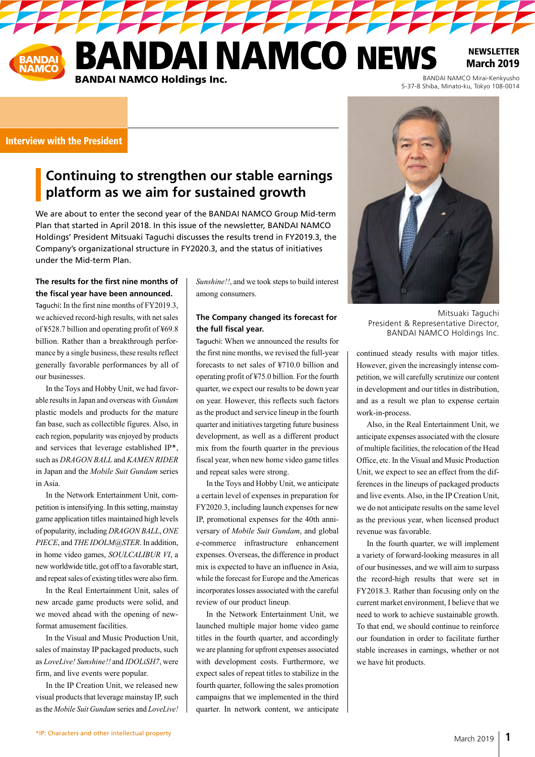# BANDAI NAMCO NEWS

**BANDAI NAMCO Holdings Inc.**

**NEWSLETTER March 2019**

BANDAI NAMCO Mirai-Kenkyusho
5-37-8 Shiba, Minato-ku, Tokyo 108-0014

**Interview with the President**

## Continuing to strengthen our stable earnings platform as we aim for sustained growth

We are about to enter the second year of the BANDAI NAMCO Group Mid-term Plan that started in April 2018. In this issue of the newsletter, BANDAI NAMCO Holdings' President Mitsuaki Taguchi discusses the results trend in FY2019.3, the Company's organizational structure in FY2020.3, and the status of initiatives under the Mid-term Plan.

Mitsuaki Taguchi
President & Representative Director,
BANDAI NAMCO Holdings Inc.

**The results for the first nine months of the fiscal year have been announced.**

Taguchi: In the first nine months of FY2019.3, we achieved record-high results, with net sales of ¥528.7 billion and operating profit of ¥69.8 billion. Rather than a breakthrough performance by a single business, these results reflect generally favorable performances by all of our businesses.

In the Toys and Hobby Unit, we had favorable results in Japan and overseas with *Gundam* plastic models and products for the mature fan base, such as collectible figures. Also, in each region, popularity was enjoyed by products and services that leverage established IP*, such as *DRAGON BALL* and *KAMEN RIDER* in Japan and the *Mobile Suit Gundam* series in Asia.

In the Network Entertainment Unit, competition is intensifying. In this setting, mainstay game application titles maintained high levels of popularity, including *DRAGON BALL*, *ONE PIECE*, and *THE IDOLM@STER*. In addition, in home video games, *SOULCALIBUR VI*, a new worldwide title, got off to a favorable start, and repeat sales of existing titles were also firm.

In the Real Entertainment Unit, sales of new arcade game products were solid, and we moved ahead with the opening of new-format amusement facilities.

In the Visual and Music Production Unit, sales of mainstay IP packaged products, such as *LoveLive! Sunshine!!* and *IDOLiSH7*, were firm, and live events were popular.

In the IP Creation Unit, we released new visual products that leverage mainstay IP, such as the *Mobile Suit Gundam* series and *LoveLive! Sunshine!!*, and we took steps to build interest among consumers.

**The Company changed its forecast for the full fiscal year.**

Taguchi: When we announced the results for the first nine months, we revised the full-year forecasts to net sales of ¥710.0 billion and operating profit of ¥75.0 billion. For the fourth quarter, we expect our results to be down year on year. However, this reflects such factors as the product and service lineup in the fourth quarter and initiatives targeting future business development, as well as a different product mix from the fourth quarter in the previous fiscal year, when new home video game titles and repeat sales were strong.

In the Toys and Hobby Unit, we anticipate a certain level of expenses in preparation for FY2020.3, including launch expenses for new IP, promotional expenses for the 40th anniversary of *Mobile Suit Gundam*, and global e-commerce infrastructure enhancement expenses. Overseas, the difference in product mix is expected to have an influence in Asia, while the forecast for Europe and the Americas incorporates losses associated with the careful review of our product lineup.

In the Network Entertainment Unit, we launched multiple major home video game titles in the fourth quarter, and accordingly we are planning for upfront expenses associated with development costs. Furthermore, we expect sales of repeat titles to stabilize in the fourth quarter, following the sales promotion campaigns that we implemented in the third quarter. In network content, we anticipate continued steady results with major titles. However, given the increasingly intense competition, we will carefully scrutinize our content in development and our titles in distribution, and as a result we plan to expense certain work-in-process.

Also, in the Real Entertainment Unit, we anticipate expenses associated with the closure of multiple facilities, the relocation of the Head Office, etc. In the Visual and Music Production Unit, we expect to see an effect from the differences in the lineups of packaged products and live events. Also, in the IP Creation Unit, we do not anticipate results on the same level as the previous year, when licensed product revenue was favorable.

In the fourth quarter, we will implement a variety of forward-looking measures in all of our businesses, and we will aim to surpass the record-high results that were set in FY2018.3. Rather than focusing only on the current market environment, I believe that we need to work to achieve sustainable growth. To that end, we should continue to reinforce our foundation in order to facilitate further stable increases in earnings, whether or not we have hit products.

*IP: Characters and other intellectual property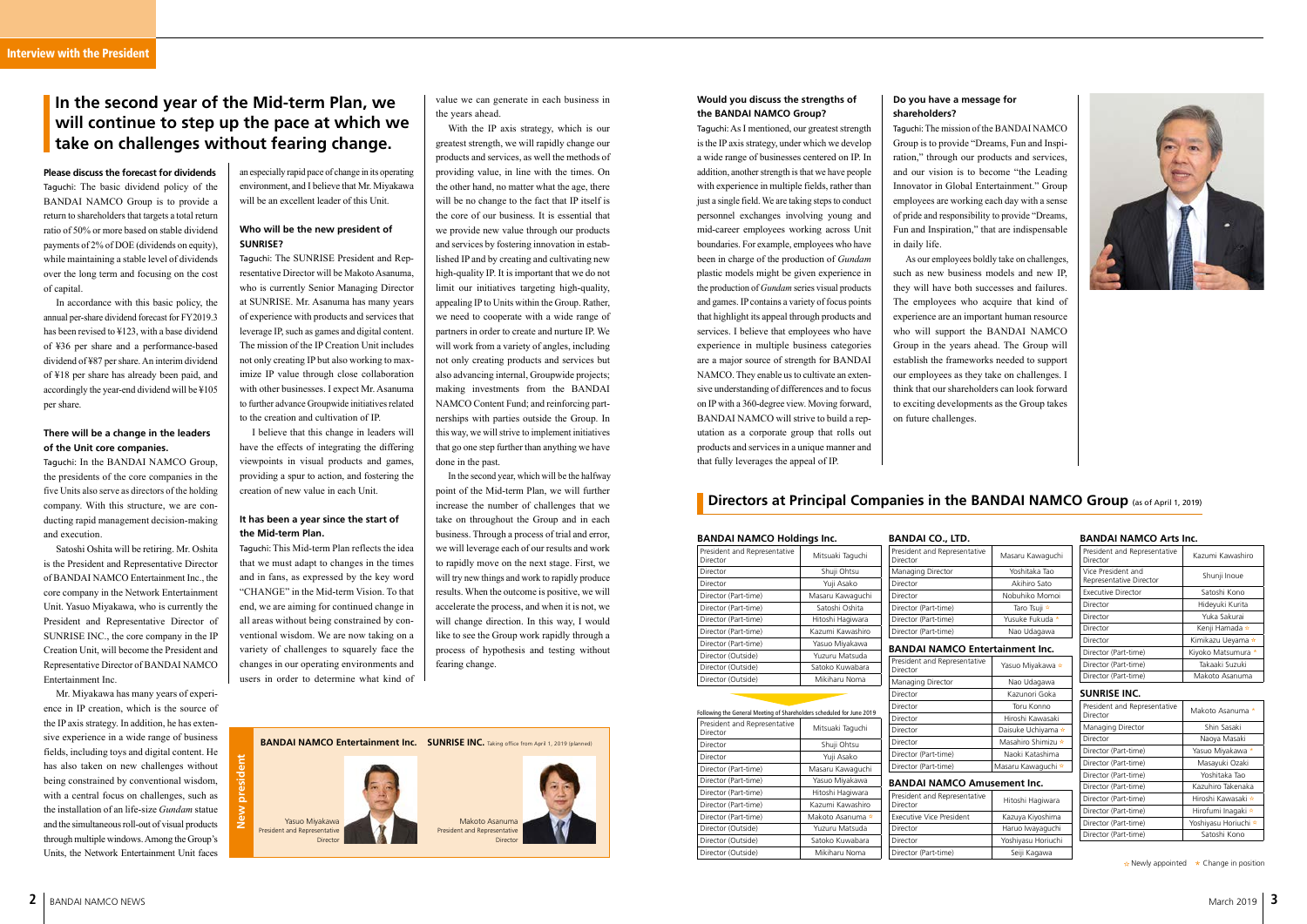Interview with the President

# In the second year of the Mid-term Plan, we will continue to step up the pace at which we take on challenges without fearing change.

### Please discuss the forecast for dividends

Taguchi: The basic dividend policy of the BANDAI NAMCO Group is to provide a return to shareholders that targets a total return ratio of 50% or more based on stable dividend payments of 2% of DOE (dividends on equity), while maintaining a stable level of dividends over the long term and focusing on the cost of capital.

In accordance with this basic policy, the annual per-share dividend forecast for FY2019.3 has been revised to ¥123, with a base dividend of ¥36 per share and a performance-based dividend of ¥87 per share. An interim dividend of ¥18 per share has already been paid, and accordingly the year-end dividend will be ¥105 per share.

### There will be a change in the leaders of the Unit core companies.

Taguchi: In the BANDAI NAMCO Group, the presidents of the core companies in the five Units also serve as directors of the holding company. With this structure, we are conducting rapid management decision-making and execution.

Satoshi Oshita will be retiring. Mr. Oshita is the President and Representative Director of BANDAI NAMCO Entertainment Inc., the core company in the Network Entertainment Unit. Yasuo Miyakawa, who is currently the President and Representative Director of SUNRISE INC., the core company in the IP Creation Unit, will become the President and Representative Director of BANDAI NAMCO Entertainment Inc.

Mr. Miyakawa has many years of experience in IP creation, which is the source of the IP axis strategy. In addition, he has extensive experience in a wide range of business fields, including toys and digital content. He has also taken on new challenges without being constrained by conventional wisdom, with a central focus on challenges, such as the installation of an life-size *Gundam* statue and the simultaneous roll-out of visual products through multiple windows. Among the Group's Units, the Network Entertainment Unit faces an especially rapid pace of change in its operating environment, and I believe that Mr. Miyakawa will be an excellent leader of this Unit.

### Who will be the new president of SUNRISE?

Taguchi: The SUNRISE President and Representative Director will be Makoto Asanuma, who is currently Senior Managing Director at SUNRISE. Mr. Asanuma has many years of experience with products and services that leverage IP, such as games and digital content. The mission of the IP Creation Unit includes not only creating IP but also working to maximize IP value through close collaboration with other businesses. I expect Mr. Asanuma to further advance Groupwide initiatives related to the creation and cultivation of IP.

I believe that this change in leaders will have the effects of integrating the differing viewpoints in visual products and games, providing a spur to action, and fostering the creation of new value in each Unit.

### It has been a year since the start of the Mid-term Plan.

Taguchi: This Mid-term Plan reflects the idea that we must adapt to changes in the times and in fans, as expressed by the key word "CHANGE" in the Mid-term Vision. To that end, we are aiming for continued change in all areas without being constrained by conventional wisdom. We are now taking on a variety of challenges to squarely face the changes in our operating environments and users in order to determine what kind of value we can generate in each business in the years ahead.

With the IP axis strategy, which is our greatest strength, we will rapidly change our products and services, as well the methods of providing value, in line with the times. On the other hand, no matter what the age, there will be no change to the fact that IP itself is the core of our business. It is essential that we provide new value through our products and services by fostering innovation in established IP and by creating and cultivating new high-quality IP. It is important that we do not limit our initiatives targeting high-quality, appealing IP to Units within the Group. Rather, we need to cooperate with a wide range of partners in order to create and nurture IP. We will work from a variety of angles, including not only creating products and services but also advancing internal, Groupwide projects; making investments from the BANDAI NAMCO Content Fund; and reinforcing partnerships with parties outside the Group. In this way, we will strive to implement initiatives that go one step further than anything we have done in the past.

In the second year, which will be the halfway point of the Mid-term Plan, we will further increase the number of challenges that we take on throughout the Group and in each business. Through a process of trial and error, we will leverage each of our results and work to rapidly move on to the next stage. First, we will try new things and work to rapidly produce results. When the outcome is positive, we will accelerate the process, and when it is not, we will change direction. In this way, I would like to see the Group work rapidly through a process of hypothesis and testing without fearing change.

**New president**

**BANDAI NAMCO Entertainment Inc.**

Yasuo Miyakawa
President and Representative Director

**SUNRISE INC.** Taking office from April 1, 2019 (planned)

Makoto Asanuma
President and Representative Director

### Would you discuss the strengths of the BANDAI NAMCO Group?

Taguchi: As I mentioned, our greatest strength is the IP axis strategy, under which we develop a wide range of businesses centered on IP. In addition, another strength is that we have people with experience in multiple fields, rather than just a single field. We are taking steps to conduct personnel exchanges involving young and mid-career employees working across Unit boundaries. For example, employees who have been in charge of the production of *Gundam* plastic models might be given experience in the production of *Gundam* series visual products and games. IP contains a variety of focus points that highlight its appeal through products and services. I believe that employees who have experience in multiple business categories are a major source of strength for BANDAI NAMCO. They enable us to cultivate an extensive understanding of differences and to focus on IP with a 360-degree view. Moving forward, BANDAI NAMCO will strive to build a reputation as a corporate group that rolls out products and services in a unique manner and that fully leverages the appeal of IP.

### Do you have a message for shareholders?

Taguchi: The mission of the BANDAI NAMCO Group is to provide "Dreams, Fun and Inspiration," through our products and services, and our vision is to become "the Leading Innovator in Global Entertainment." Group employees are working each day with a sense of pride and responsibility to provide "Dreams, Fun and Inspiration," that are indispensable in daily life.

As our employees boldly take on challenges, such as new business models and new IP, they will have both successes and failures. The employees who acquire that kind of experience are an important human resource who will support the BANDAI NAMCO Group in the years ahead. The Group will establish the frameworks needed to support our employees as they take on challenges. I think that our shareholders can look forward to exciting developments as the Group takes on future challenges.

## Directors at Principal Companies in the BANDAI NAMCO Group (as of April 1, 2019)

### BANDAI NAMCO Holdings Inc.

| Position | Name |
|---|---|
| President and Representative Director | Mitsuaki Taguchi |
| Director | Shuji Ohtsu |
| Director | Yuji Asako |
| Director (Part-time) | Masaru Kawaguchi |
| Director (Part-time) | Satoshi Oshita |
| Director (Part-time) | Hitoshi Hagiwara |
| Director (Part-time) | Kazumi Kawashiro |
| Director (Part-time) | Yasuo Miyakawa |
| Director (Outside) | Yuzuru Matsuda |
| Director (Outside) | Satoko Kuwabara |
| Director (Outside) | Mikiharu Noma |

Following the General Meeting of Shareholders scheduled for June 2019

| Position | Name |
|---|---|
| President and Representative Director | Mitsuaki Taguchi |
| Director | Shuji Ohtsu |
| Director | Yuji Asako |
| Director (Part-time) | Masaru Kawaguchi |
| Director (Part-time) | Yasuo Miyakawa |
| Director (Part-time) | Hitoshi Hagiwara |
| Director (Part-time) | Kazumi Kawashiro |
| Director (Part-time) | Makoto Asanuma ☆ |
| Director (Outside) | Yuzuru Matsuda |
| Director (Outside) | Satoko Kuwabara |
| Director (Outside) | Mikiharu Noma |

### BANDAI CO., LTD.

| Position | Name |
|---|---|
| President and Representative Director | Masaru Kawaguchi |
| Managing Director | Yoshitaka Tao |
| Director | Akihiro Sato |
| Director | Nobuhiko Momoi |
| Director (Part-time) | Taro Tsuji ☆ |
| Director (Part-time) | Yusuke Fukuda ☆ |
| Director (Part-time) | Nao Udagawa |

### BANDAI NAMCO Entertainment Inc.

| Position | Name |
|---|---|
| President and Representative Director | Yasuo Miyakawa ★ |
| Managing Director | Nao Udagawa |
| Director | Kazunori Goka |
| Director | Toru Konno |
| Director | Hiroshi Kawasaki |
| Director | Daisuke Uchiyama ☆ |
| Director | Masahiro Shimizu ☆ |
| Director (Part-time) | Naoki Katashima |
| Director (Part-time) | Masaru Kawaguchi ☆ |

### BANDAI NAMCO Amusement Inc.

| Position | Name |
|---|---|
| President and Representative Director | Hitoshi Hagiwara |
| Executive Vice President | Kazuya Kiyoshima |
| Director | Haruo Iwayaguchi |
| Director | Yoshiyasu Horiuchi |
| Director (Part-time) | Seiji Kagawa |

### BANDAI NAMCO Arts Inc.

| Position | Name |
|---|---|
| President and Representative Director | Kazumi Kawashiro |
| Vice President and Representative Director | Shunji Inoue |
| Executive Director | Satoshi Kono |
| Director | Hideyuki Kurita |
| Director | Yuka Sakurai |
| Director | Kenji Hamada ☆ |
| Director | Kimikazu Ueyama ☆ |
| Director (Part-time) | Kiyoko Matsumura ☆ |
| Director (Part-time) | Takaaki Suzuki |
| Director (Part-time) | Makoto Asanuma |

### SUNRISE INC.

| Position | Name |
|---|---|
| President and Representative Director | Makoto Asanuma ★ |
| Managing Director | Shin Sasaki |
| Director | Naoya Masaki |
| Director (Part-time) | Yasuo Miyakawa ★ |
| Director (Part-time) | Masayuki Ozaki |
| Director (Part-time) | Yoshitaka Tao |
| Director (Part-time) | Kazuhiro Takenaka |
| Director (Part-time) | Hiroshi Kawasaki ☆ |
| Director (Part-time) | Hirofumi Inagaki ☆ |
| Director (Part-time) | Yoshiyasu Horiuchi ☆ |
| Director (Part-time) | Satoshi Kono |

☆ Newly appointed ★ Change in position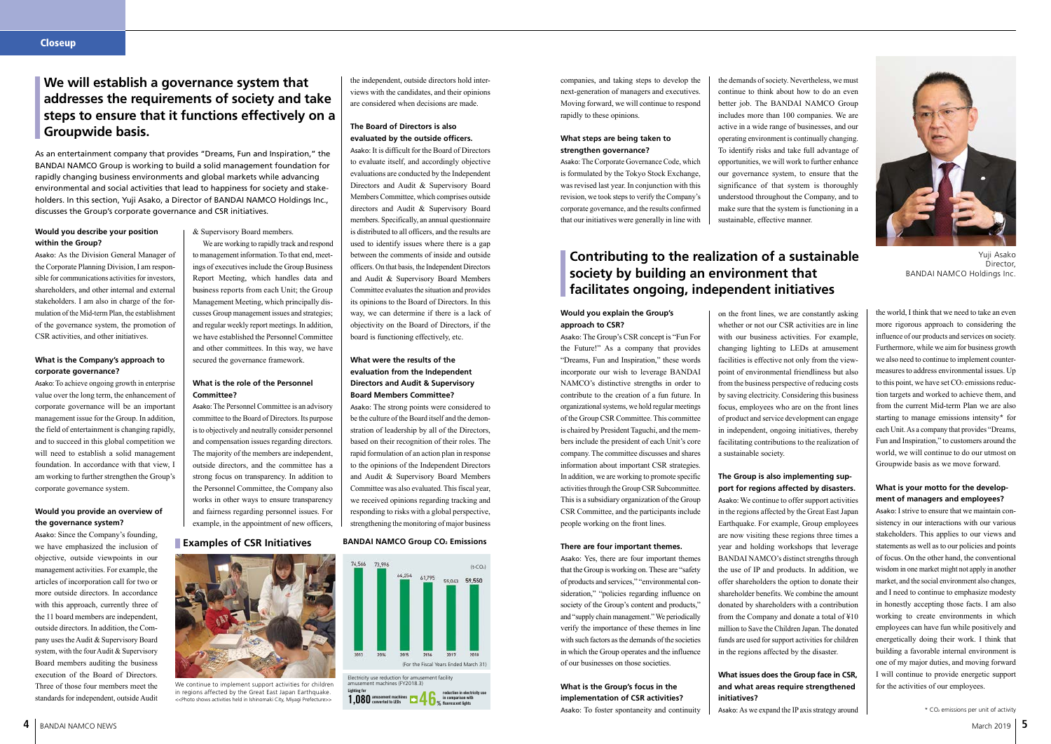Closeup

## We will establish a governance system that addresses the requirements of society and take steps to ensure that it functions effectively on a Groupwide basis.

As an entertainment company that provides "Dreams, Fun and Inspiration," the BANDAI NAMCO Group is working to build a solid management foundation for rapidly changing business environments and global markets while advancing environmental and social activities that lead to happiness for society and stakeholders. In this section, Yuji Asako, a Director of BANDAI NAMCO Holdings Inc., discusses the Group's corporate governance and CSR initiatives.

**Would you describe your position within the Group?**

Asako: As the Division General Manager of the Corporate Planning Division, I am responsible for communications activities for investors, shareholders, and other internal and external stakeholders. I am also in charge of the formulation of the Mid-term Plan, the establishment of the governance system, the promotion of CSR activities, and other initiatives.

**What is the Company's approach to corporate governance?**

Asako: To achieve ongoing growth in enterprise value over the long term, the enhancement of corporate governance will be an important management issue for the Group. In addition, the field of entertainment is changing rapidly, and to succeed in this global competition we will need to establish a solid management foundation. In accordance with that view, I am working to further strengthen the Group's corporate governance system.

**Would you provide an overview of the governance system?**

Asako: Since the Company's founding, we have emphasized the inclusion of objective, outside viewpoints in our management activities. For example, the articles of incorporation call for two or more outside directors. In accordance with this approach, currently three of the 11 board members are independent, outside directors. In addition, the Company uses the Audit & Supervisory Board system, with the four Audit & Supervisory Board members auditing the business execution of the Board of Directors. Three of those four members meet the standards for independent, outside Audit & Supervisory Board members.

We are working to rapidly track and respond to management information. To that end, meetings of executives include the Group Business Report Meeting, which handles data and business reports from each Unit; the Group Management Meeting, which principally discusses Group management issues and strategies; and regular weekly report meetings. In addition, we have established the Personnel Committee and other committees. In this way, we have secured the governance framework.

**What is the role of the Personnel Committee?**

Asako: The Personnel Committee is an advisory committee to the Board of Directors. Its purpose is to objectively and neutrally consider personnel and compensation issues regarding directors. The majority of the members are independent, outside directors, and the committee has a strong focus on transparency. In addition to the Personnel Committee, the Company also works in other ways to ensure transparency and fairness regarding personnel issues. For example, in the appointment of new officers, the independent, outside directors hold interviews with the candidates, and their opinions are considered when decisions are made.

**The Board of Directors is also evaluated by the outside officers.**

Asako: It is difficult for the Board of Directors to evaluate itself, and accordingly objective evaluations are conducted by the Independent Directors and Audit & Supervisory Board Members Committee, which comprises outside directors and Audit & Supervisory Board members. Specifically, an annual questionnaire is distributed to all officers, and the results are used to identify issues where there is a gap between the comments of inside and outside officers. On that basis, the Independent Directors and Audit & Supervisory Board Members Committee evaluates the situation and provides its opinions to the Board of Directors. In this way, we can determine if there is a lack of objectivity on the Board of Directors, if the board is functioning effectively, etc.

**What were the results of the evaluation from the Independent Directors and Audit & Supervisory Board Members Committee?**

Asako: The strong points were considered to be the culture of the Board itself and the demonstration of leadership by all of the Directors, based on their recognition of their roles. The rapid formulation of an action plan in response to the opinions of the Independent Directors and Audit & Supervisory Board Members Committee was also evaluated. This fiscal year, we received opinions regarding tracking and responding to risks with a global perspective, strengthening the monitoring of major business companies, and taking steps to develop the next-generation of managers and executives. Moving forward, we will continue to respond rapidly to these opinions.

**What steps are being taken to strengthen governance?**

Asako: The Corporate Governance Code, which is formulated by the Tokyo Stock Exchange, was revised last year. In conjunction with this revision, we took steps to verify the Company's corporate governance, and the results confirmed that our initiatives were generally in line with the demands of society. Nevertheless, we must continue to think about how to do an even better job. The BANDAI NAMCO Group includes more than 100 companies. We are active in a wide range of businesses, and our operating environment is continually changing. To identify risks and take full advantage of opportunities, we will work to further enhance our governance system, to ensure that the significance of that system is thoroughly understood throughout the Company, and to make sure that the system is functioning in a sustainable, effective manner.

Yuji Asako
Director,
BANDAI NAMCO Holdings Inc.

### Examples of CSR Initiatives

We continue to implement support activities for children in regions affected by the Great East Japan Earthquake.
<<Photo shows activities held in Ishinomaki City, Miyagi Prefecture>>

### BANDAI NAMCO Group $CO_2$ Emissions

(t-$CO_2$)
74,566 73,996 64,254 61,795 59,043 59,550
2013 2014 2015 2016 2017 2018
(For the Fiscal Years Ended March 31)

Electricity use reduction for amusement facility amusement machines (FY2018.3)
Lighting for 1,080 amusement machines converted to LEDs → 46% reduction in electricity use in comparison with fluorescent lights

## Contributing to the realization of a sustainable society by building an environment that facilitates ongoing, independent initiatives

**Would you explain the Group's approach to CSR?**

Asako: The Group's CSR concept is "Fun For the Future!" As a company that provides "Dreams, Fun and Inspiration," these words incorporate our wish to leverage BANDAI NAMCO's distinctive strengths in order to contribute to the creation of a fun future. In organizational systems, we hold regular meetings of the Group CSR Committee. This committee is chaired by President Taguchi, and the members include the president of each Unit's core company. The committee discusses and shares information about important CSR strategies. In addition, we are working to promote specific activities through the Group CSR Subcommittee. This is a subsidiary organization of the Group CSR Committee, and the participants include people working on the front lines.

**There are four important themes.**

Asako: Yes, there are four important themes that the Group is working on. These are "safety of products and services," "environmental consideration," "policies regarding influence on society of the Group's content and products," and "supply chain management." We periodically verify the importance of these themes in line with such factors as the demands of the societies in which the Group operates and the influence of our businesses on those societies.

**What is the Group's focus in the implementation of CSR activities?**

Asako: To foster spontaneity and continuity on the front lines, we are constantly asking whether or not our CSR activities are in line with our business activities. For example, changing lighting to LEDs at amusement facilities is effective not only from the viewpoint of environmental friendliness but also from the business perspective of reducing costs by saving electricity. Considering this business focus, employees who are on the front lines of product and service development can engage in independent, ongoing initiatives, thereby facilitating contributions to the realization of a sustainable society.

**The Group is also implementing support for regions affected by disasters.**

Asako: We continue to offer support activities in the regions affected by the Great East Japan Earthquake. For example, Group employees are now visiting these regions three times a year and holding workshops that leverage BANDAI NAMCO's distinct strengths through the use of IP and products. In addition, we offer shareholders the option to donate their shareholder benefits. We combine the amount donated by shareholders with a contribution from the Company and donate a total of ¥10 million to Save the Children Japan. The donated funds are used for support activities for children in the regions affected by the disaster.

**What issues does the Group face in CSR, and what areas require strengthened initiatives?**

Asako: As we expand the IP axis strategy around the world, I think that we need to take an even more rigorous approach to considering the influence of our products and services on society. Furthermore, while we aim for business growth we also need to continue to implement countermeasures to address environmental issues. Up to this point, we have set $CO_2$ emissions reduction targets and worked to achieve them, and from the current Mid-term Plan we are also starting to manage emissions intensity* for each Unit. As a company that provides "Dreams, Fun and Inspiration," to customers around the world, we will continue to do our utmost on Groupwide basis as we move forward.

**What is your motto for the development of managers and employees?**

Asako: I strive to ensure that we maintain consistency in our interactions with our various stakeholders. This applies to our views and statements as well as to our policies and points of focus. On the other hand, the conventional wisdom in one market might not apply in another market, and the social environment also changes, and I need to continue to emphasize modesty in honestly accepting those facts. I am also working to create environments in which employees can have fun while positively and energetically doing their work. I think that building a favorable internal environment is one of my major duties, and moving forward I will continue to provide energetic support for the activities of our employees.

\* $CO_2$ emissions per unit of activity